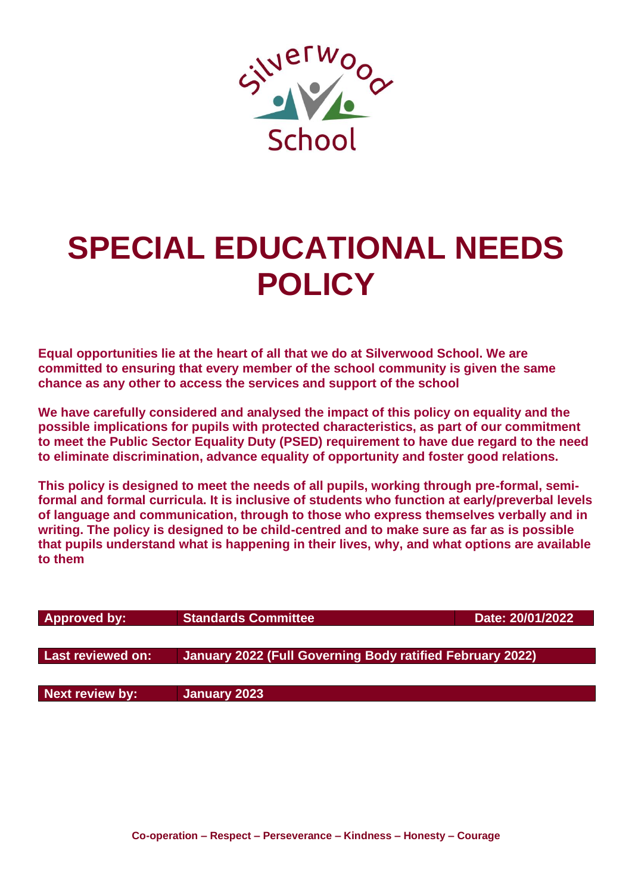Silverwood School

# SPECIAL EDUCATIONAL NEEDS POLICY

**Equal opportunities lie at the heart of all that we do at Silverwood School. We are committed to ensuring that every member of the school community is given the same chance as any other to access the services and support of the school**

**We have carefully considered and analysed the impact of this policy on equality and the possible implications for pupils with protected characteristics, as part of our commitment to meet the Public Sector Equality Duty (PSED) requirement to have due regard to the need to eliminate discrimination, advance equality of opportunity and foster good relations.**

**This policy is designed to meet the needs of all pupils, working through pre-formal, semi-formal and formal curricula. It is inclusive of students who function at early/preverbal levels of language and communication, through to those who express themselves verbally and in writing. The policy is designed to be child-centred and to make sure as far as is possible that pupils understand what is happening in their lives, why, and what options are available to them**

| | | |
|---|---|---|
| **Approved by:** | **Standards Committee** | **Date: 20/01/2022** |
| **Last reviewed on:** | **January 2022 (Full Governing Body ratified February 2022)** | |
| **Next review by:** | **January 2023** | |

**Co-operation – Respect – Perseverance – Kindness – Honesty – Courage**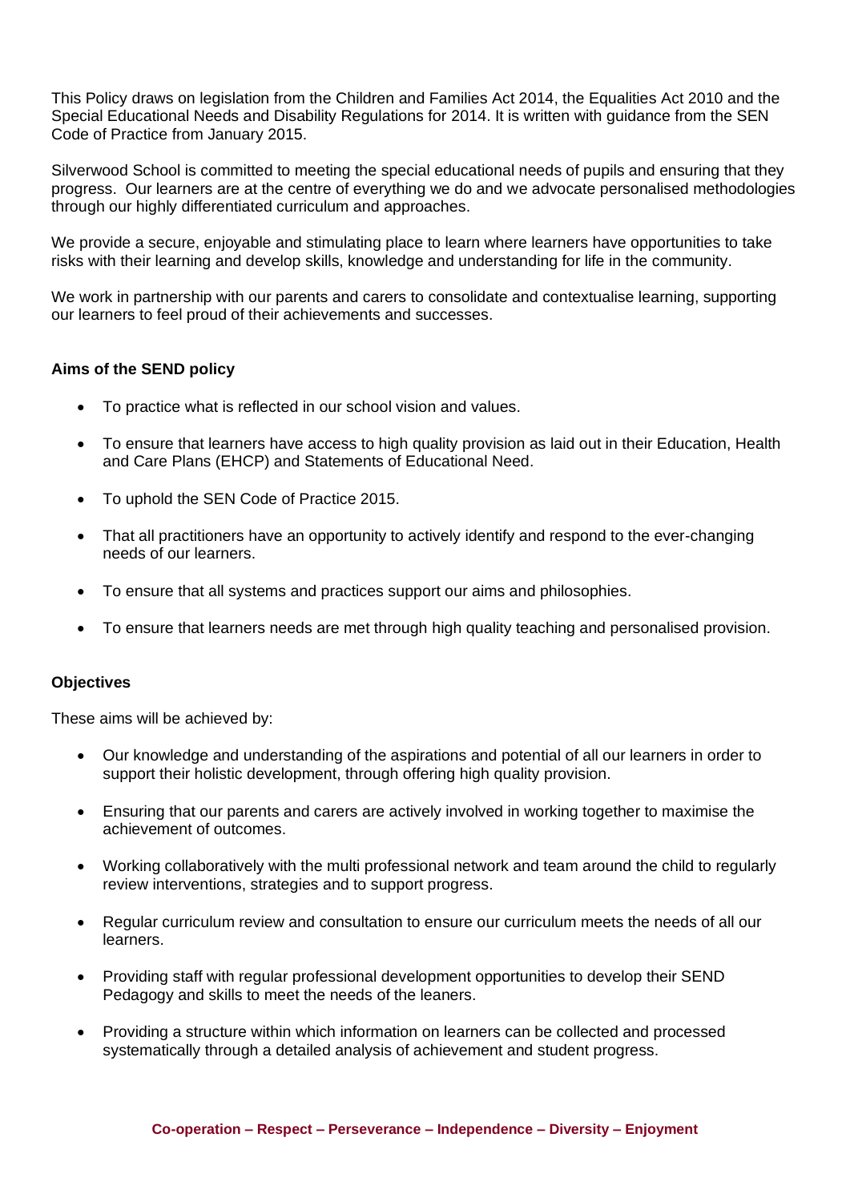This Policy draws on legislation from the Children and Families Act 2014, the Equalities Act 2010 and the Special Educational Needs and Disability Regulations for 2014. It is written with guidance from the SEN Code of Practice from January 2015.

Silverwood School is committed to meeting the special educational needs of pupils and ensuring that they progress. Our learners are at the centre of everything we do and we advocate personalised methodologies through our highly differentiated curriculum and approaches.

We provide a secure, enjoyable and stimulating place to learn where learners have opportunities to take risks with their learning and develop skills, knowledge and understanding for life in the community.

We work in partnership with our parents and carers to consolidate and contextualise learning, supporting our learners to feel proud of their achievements and successes.

**Aims of the SEND policy**

- To practice what is reflected in our school vision and values.
- To ensure that learners have access to high quality provision as laid out in their Education, Health and Care Plans (EHCP) and Statements of Educational Need.
- To uphold the SEN Code of Practice 2015.
- That all practitioners have an opportunity to actively identify and respond to the ever-changing needs of our learners.
- To ensure that all systems and practices support our aims and philosophies.
- To ensure that learners needs are met through high quality teaching and personalised provision.

**Objectives**

These aims will be achieved by:

- Our knowledge and understanding of the aspirations and potential of all our learners in order to support their holistic development, through offering high quality provision.
- Ensuring that our parents and carers are actively involved in working together to maximise the achievement of outcomes.
- Working collaboratively with the multi professional network and team around the child to regularly review interventions, strategies and to support progress.
- Regular curriculum review and consultation to ensure our curriculum meets the needs of all our learners.
- Providing staff with regular professional development opportunities to develop their SEND Pedagogy and skills to meet the needs of the leaners.
- Providing a structure within which information on learners can be collected and processed systematically through a detailed analysis of achievement and student progress.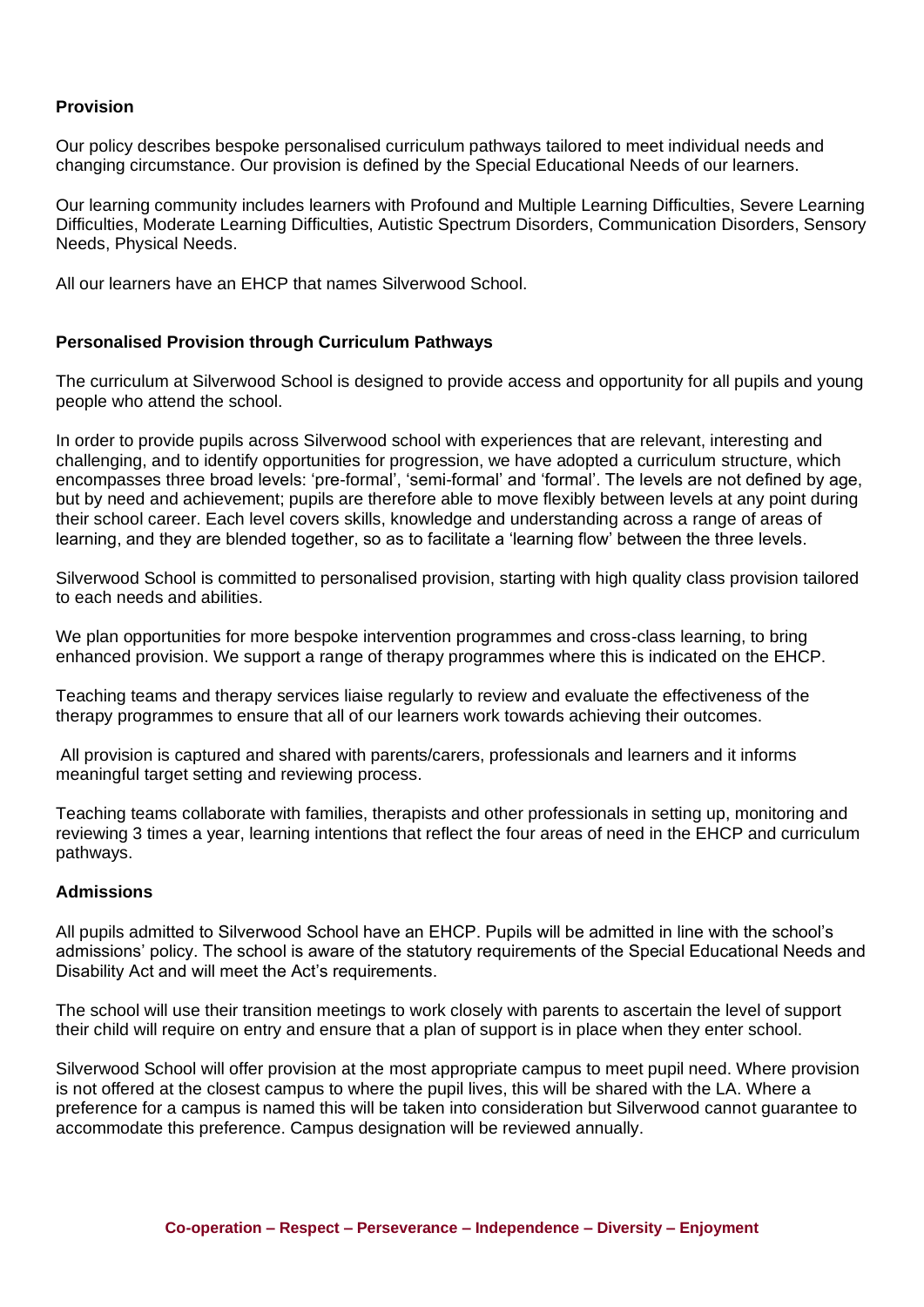**Provision**

Our policy describes bespoke personalised curriculum pathways tailored to meet individual needs and changing circumstance. Our provision is defined by the Special Educational Needs of our learners.

Our learning community includes learners with Profound and Multiple Learning Difficulties, Severe Learning Difficulties, Moderate Learning Difficulties, Autistic Spectrum Disorders, Communication Disorders, Sensory Needs, Physical Needs.

All our learners have an EHCP that names Silverwood School.

**Personalised Provision through Curriculum Pathways**

The curriculum at Silverwood School is designed to provide access and opportunity for all pupils and young people who attend the school.

In order to provide pupils across Silverwood school with experiences that are relevant, interesting and challenging, and to identify opportunities for progression, we have adopted a curriculum structure, which encompasses three broad levels: 'pre-formal', 'semi-formal' and 'formal'. The levels are not defined by age, but by need and achievement; pupils are therefore able to move flexibly between levels at any point during their school career. Each level covers skills, knowledge and understanding across a range of areas of learning, and they are blended together, so as to facilitate a 'learning flow' between the three levels.

Silverwood School is committed to personalised provision, starting with high quality class provision tailored to each needs and abilities.

We plan opportunities for more bespoke intervention programmes and cross-class learning, to bring enhanced provision. We support a range of therapy programmes where this is indicated on the EHCP.

Teaching teams and therapy services liaise regularly to review and evaluate the effectiveness of the therapy programmes to ensure that all of our learners work towards achieving their outcomes.

All provision is captured and shared with parents/carers, professionals and learners and it informs meaningful target setting and reviewing process.

Teaching teams collaborate with families, therapists and other professionals in setting up, monitoring and reviewing 3 times a year, learning intentions that reflect the four areas of need in the EHCP and curriculum pathways.

**Admissions**

All pupils admitted to Silverwood School have an EHCP. Pupils will be admitted in line with the school's admissions' policy. The school is aware of the statutory requirements of the Special Educational Needs and Disability Act and will meet the Act's requirements.

The school will use their transition meetings to work closely with parents to ascertain the level of support their child will require on entry and ensure that a plan of support is in place when they enter school.

Silverwood School will offer provision at the most appropriate campus to meet pupil need. Where provision is not offered at the closest campus to where the pupil lives, this will be shared with the LA. Where a preference for a campus is named this will be taken into consideration but Silverwood cannot guarantee to accommodate this preference. Campus designation will be reviewed annually.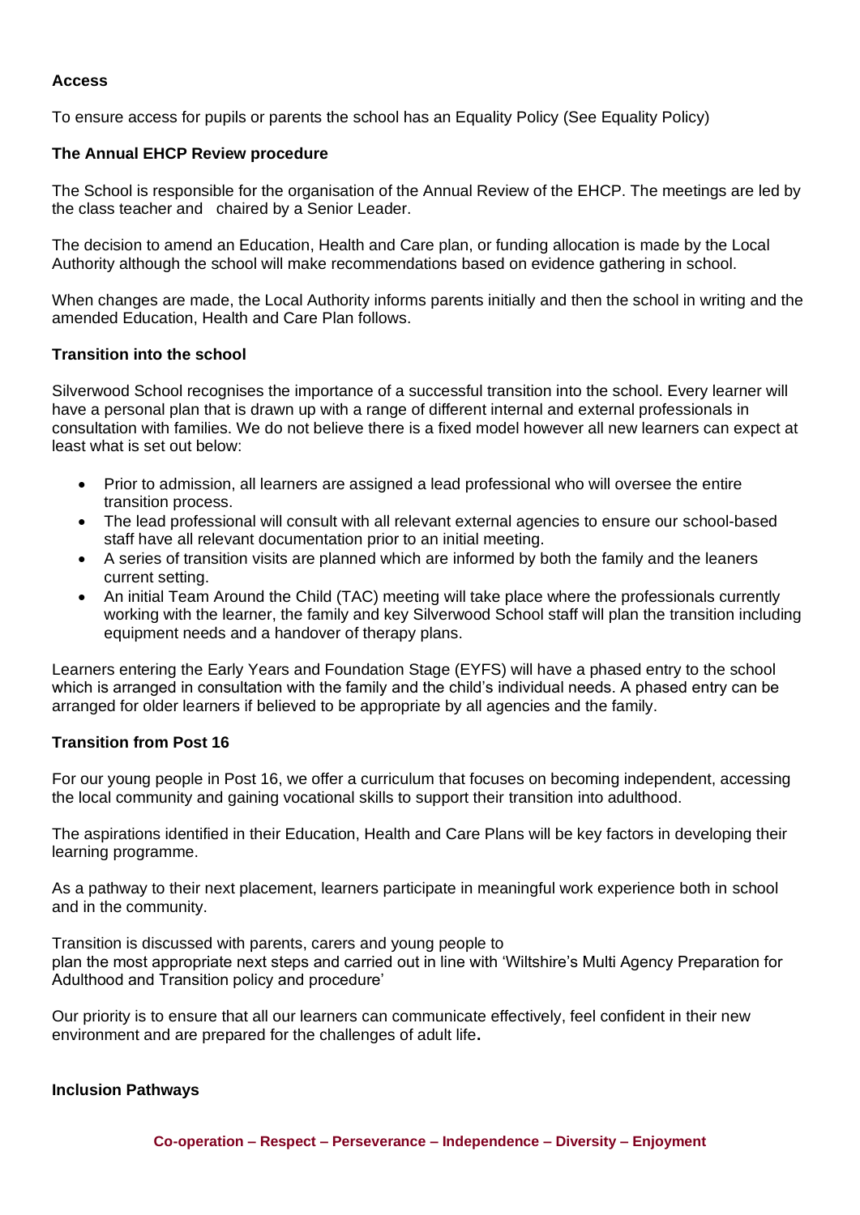**Access**

To ensure access for pupils or parents the school has an Equality Policy (See Equality Policy)

**The Annual EHCP Review procedure**

The School is responsible for the organisation of the Annual Review of the EHCP. The meetings are led by the class teacher and chaired by a Senior Leader.

The decision to amend an Education, Health and Care plan, or funding allocation is made by the Local Authority although the school will make recommendations based on evidence gathering in school.

When changes are made, the Local Authority informs parents initially and then the school in writing and the amended Education, Health and Care Plan follows.

**Transition into the school**

Silverwood School recognises the importance of a successful transition into the school. Every learner will have a personal plan that is drawn up with a range of different internal and external professionals in consultation with families. We do not believe there is a fixed model however all new learners can expect at least what is set out below:

- Prior to admission, all learners are assigned a lead professional who will oversee the entire transition process.
- The lead professional will consult with all relevant external agencies to ensure our school-based staff have all relevant documentation prior to an initial meeting.
- A series of transition visits are planned which are informed by both the family and the leaners current setting.
- An initial Team Around the Child (TAC) meeting will take place where the professionals currently working with the learner, the family and key Silverwood School staff will plan the transition including equipment needs and a handover of therapy plans.

Learners entering the Early Years and Foundation Stage (EYFS) will have a phased entry to the school which is arranged in consultation with the family and the child's individual needs. A phased entry can be arranged for older learners if believed to be appropriate by all agencies and the family.

**Transition from Post 16**

For our young people in Post 16, we offer a curriculum that focuses on becoming independent, accessing the local community and gaining vocational skills to support their transition into adulthood.

The aspirations identified in their Education, Health and Care Plans will be key factors in developing their learning programme.

As a pathway to their next placement, learners participate in meaningful work experience both in school and in the community.

Transition is discussed with parents, carers and young people to plan the most appropriate next steps and carried out in line with 'Wiltshire's Multi Agency Preparation for Adulthood and Transition policy and procedure'

Our priority is to ensure that all our learners can communicate effectively, feel confident in their new environment and are prepared for the challenges of adult life.

**Inclusion Pathways**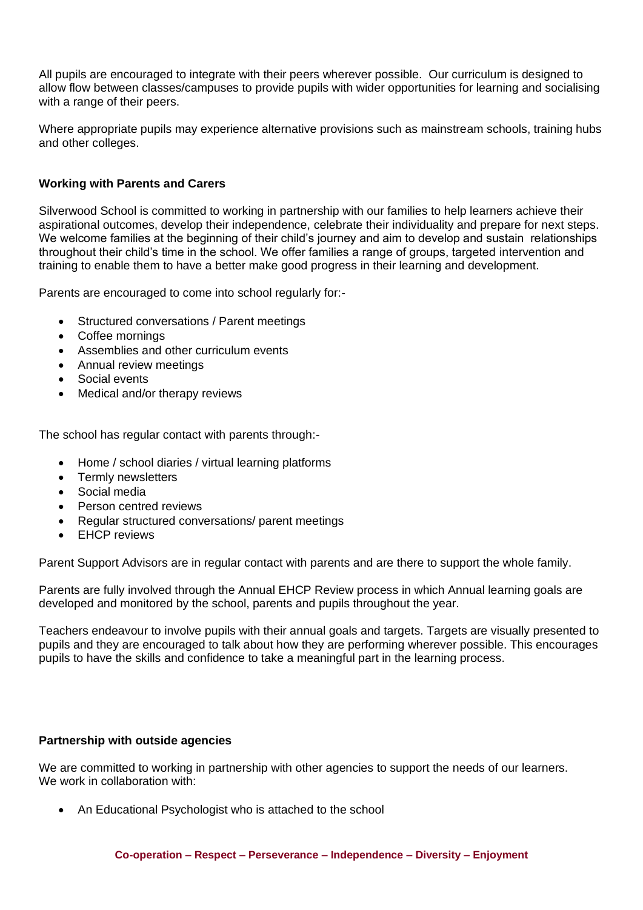All pupils are encouraged to integrate with their peers wherever possible. Our curriculum is designed to allow flow between classes/campuses to provide pupils with wider opportunities for learning and socialising with a range of their peers.

Where appropriate pupils may experience alternative provisions such as mainstream schools, training hubs and other colleges.

**Working with Parents and Carers**

Silverwood School is committed to working in partnership with our families to help learners achieve their aspirational outcomes, develop their independence, celebrate their individuality and prepare for next steps. We welcome families at the beginning of their child's journey and aim to develop and sustain relationships throughout their child's time in the school. We offer families a range of groups, targeted intervention and training to enable them to have a better make good progress in their learning and development.

Parents are encouraged to come into school regularly for:-

- Structured conversations / Parent meetings
- Coffee mornings
- Assemblies and other curriculum events
- Annual review meetings
- Social events
- Medical and/or therapy reviews

The school has regular contact with parents through:-

- Home / school diaries / virtual learning platforms
- Termly newsletters
- Social media
- Person centred reviews
- Regular structured conversations/ parent meetings
- EHCP reviews

Parent Support Advisors are in regular contact with parents and are there to support the whole family.

Parents are fully involved through the Annual EHCP Review process in which Annual learning goals are developed and monitored by the school, parents and pupils throughout the year.

Teachers endeavour to involve pupils with their annual goals and targets. Targets are visually presented to pupils and they are encouraged to talk about how they are performing wherever possible. This encourages pupils to have the skills and confidence to take a meaningful part in the learning process.

**Partnership with outside agencies**

We are committed to working in partnership with other agencies to support the needs of our learners. We work in collaboration with:

- An Educational Psychologist who is attached to the school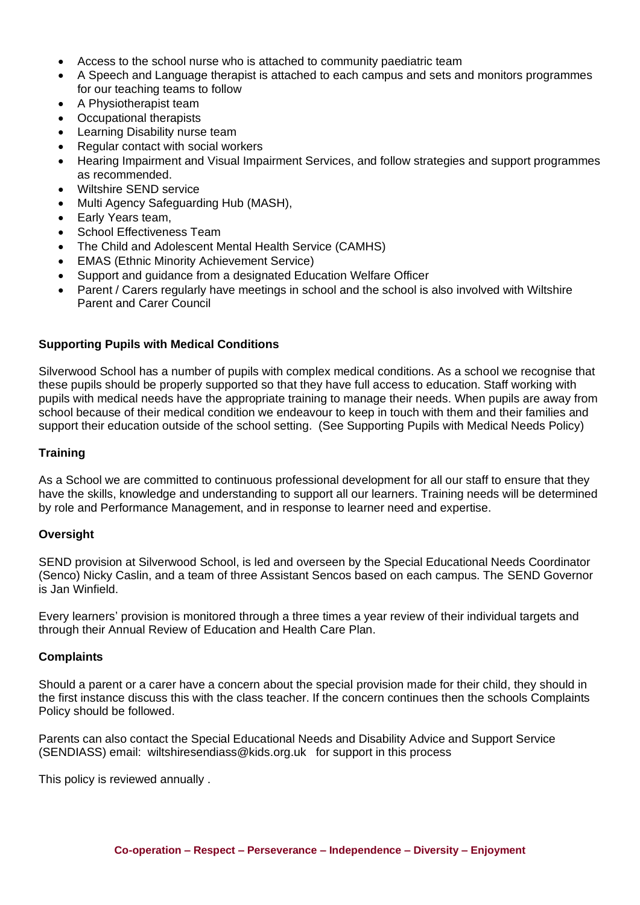- Access to the school nurse who is attached to community paediatric team
- A Speech and Language therapist is attached to each campus and sets and monitors programmes for our teaching teams to follow
- A Physiotherapist team
- Occupational therapists
- Learning Disability nurse team
- Regular contact with social workers
- Hearing Impairment and Visual Impairment Services, and follow strategies and support programmes as recommended.
- Wiltshire SEND service
- Multi Agency Safeguarding Hub (MASH),
- Early Years team,
- School Effectiveness Team
- The Child and Adolescent Mental Health Service (CAMHS)
- EMAS (Ethnic Minority Achievement Service)
- Support and guidance from a designated Education Welfare Officer
- Parent / Carers regularly have meetings in school and the school is also involved with Wiltshire Parent and Carer Council

**Supporting Pupils with Medical Conditions**

Silverwood School has a number of pupils with complex medical conditions. As a school we recognise that these pupils should be properly supported so that they have full access to education. Staff working with pupils with medical needs have the appropriate training to manage their needs. When pupils are away from school because of their medical condition we endeavour to keep in touch with them and their families and support their education outside of the school setting. (See Supporting Pupils with Medical Needs Policy)

**Training**

As a School we are committed to continuous professional development for all our staff to ensure that they have the skills, knowledge and understanding to support all our learners. Training needs will be determined by role and Performance Management, and in response to learner need and expertise.

**Oversight**

SEND provision at Silverwood School, is led and overseen by the Special Educational Needs Coordinator (Senco) Nicky Caslin, and a team of three Assistant Sencos based on each campus. The SEND Governor is Jan Winfield.

Every learners' provision is monitored through a three times a year review of their individual targets and through their Annual Review of Education and Health Care Plan.

**Complaints**

Should a parent or a carer have a concern about the special provision made for their child, they should in the first instance discuss this with the class teacher. If the concern continues then the schools Complaints Policy should be followed.

Parents can also contact the Special Educational Needs and Disability Advice and Support Service (SENDIASS) email: wiltshiresendiass@kids.org.uk for support in this process

This policy is reviewed annually .

**Co-operation – Respect – Perseverance – Independence – Diversity – Enjoyment**